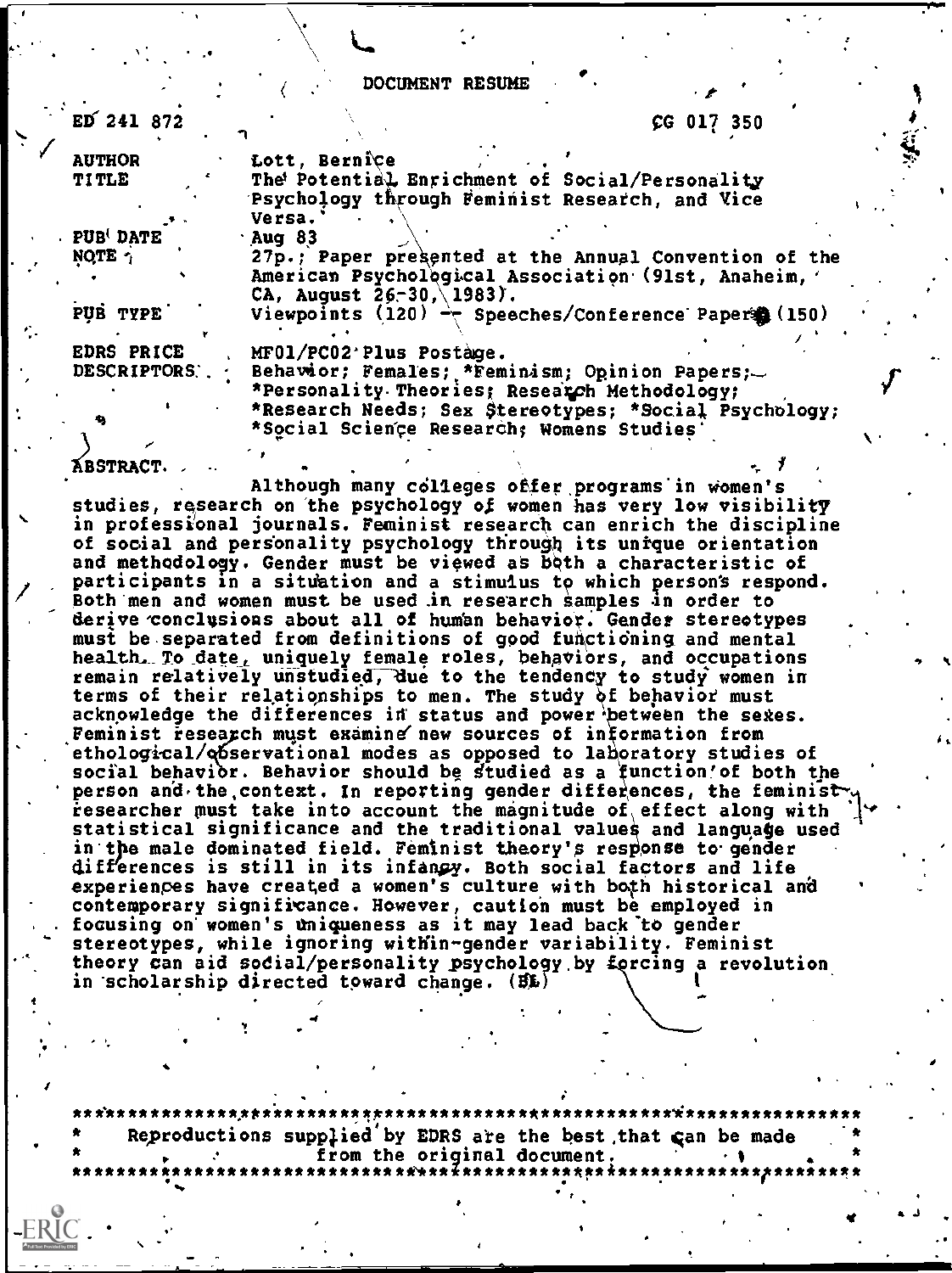# DOCUMENT RESUME

ED 241 872 CG 017 350

| | |
|---|---|
| AUTHOR | Lott, Bernice |
| TITLE | The Potential Enrichment of Social/Personality Psychology through Feminist Research, and Vice Versa. |
| PUB DATE | Aug 83 |
| NOTE | 27p.; Paper presented at the Annual Convention of the American Psychological Association (91st, Anaheim, CA, August 26-30, 1983). |
| PUB TYPE | Viewpoints (120) -- Speeches/Conference Papers (150) |
| EDRS PRICE | MF01/PC02 Plus Postage. |
| DESCRIPTORS | Behavior; Females; *Feminism; Opinion Papers; *Personality Theories; Research Methodology; *Research Needs; Sex Stereotypes; *Social Psychology; *Social Science Research; Womens Studies |

## ABSTRACT

Although many colleges offer programs in women's studies, research on the psychology of women has very low visibility in professional journals. Feminist research can enrich the discipline of social and personality psychology through its unique orientation and methodology. Gender must be viewed as both a characteristic of participants in a situation and a stimulus to which persons respond. Both men and women must be used in research samples in order to derive conclusions about all of human behavior. Gender stereotypes must be separated from definitions of good functioning and mental health. To date, uniquely female roles, behaviors, and occupations remain relatively unstudied, due to the tendency to study women in terms of their relationships to men. The study of behavior must acknowledge the differences in status and power between the sexes. Feminist research must examine new sources of information from ethological/observational modes as opposed to laboratory studies of social behavior. Behavior should be studied as a function of both the person and the context. In reporting gender differences, the feminist researcher must take into account the magnitude of effect along with statistical significance and the traditional values and language used in the male dominated field. Feminist theory's response to gender differences is still in its infancy. Both social factors and life experiences have created a women's culture with both historical and contemporary significance. However, caution must be employed in focusing on women's uniqueness as it may lead back to gender stereotypes, while ignoring within-gender variability. Feminist theory can aid social/personality psychology by forcing a revolution in scholarship directed toward change. (BL)

***********************************************************************

* Reproductions supplied by EDRS are the best that can be made from the original document. *

***********************************************************************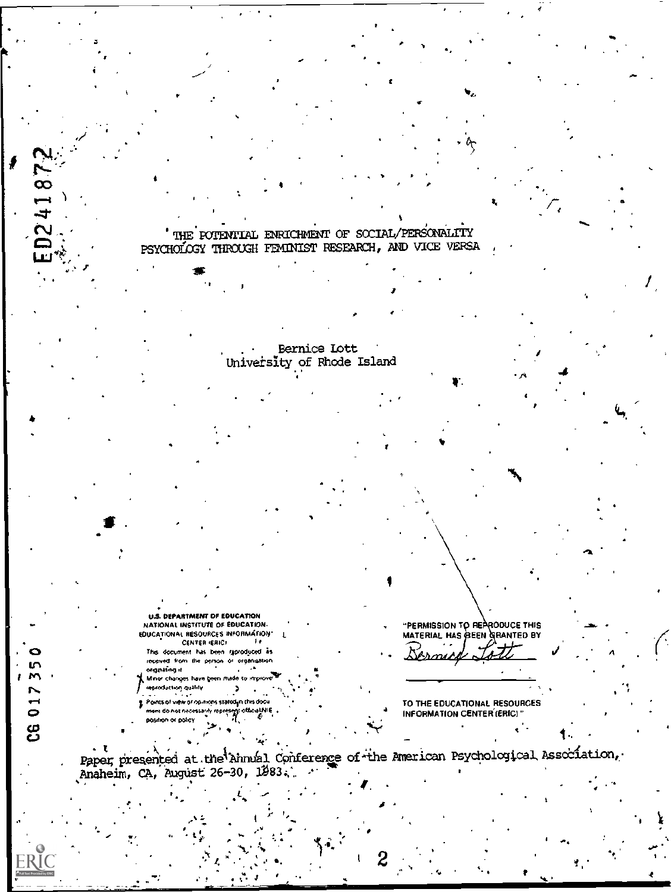ED241872

# THE POTENTIAL ENRICHMENT OF SOCIAL/PERSONALITY PSYCHOLOGY THROUGH FEMINIST RESEARCH, AND VICE VERSA

Bernice Lott
University of Rhode Island

U.S. DEPARTMENT OF EDUCATION
NATIONAL INSTITUTE OF EDUCATION
EDUCATIONAL RESOURCES INFORMATION CENTER (ERIC)

This document has been reproduced as received from the person or organization originating it.

Minor changes have been made to improve reproduction quality.

Points of view or opinions stated in this document do not necessarily represent official NIE position or policy.

"PERMISSION TO REPRODUCE THIS MATERIAL HAS BEEN GRANTED BY
Bernice Lott

TO THE EDUCATIONAL RESOURCES INFORMATION CENTER (ERIC)."

CG 017350

Paper presented at the Annual Conference of the American Psychological Association, Anaheim, CA, August 26-30, 1983.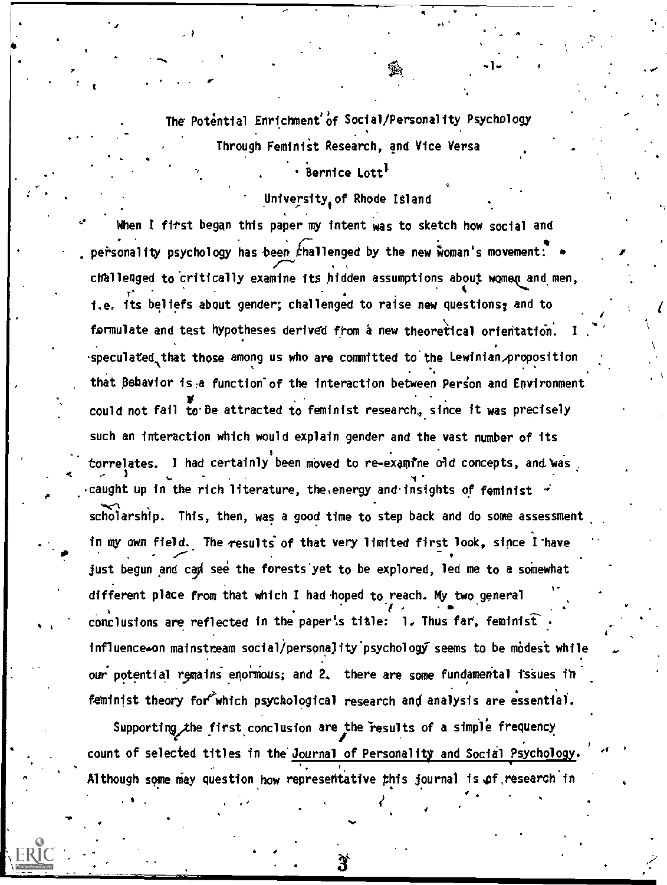# The Potential Enrichment of Social/Personality Psychology Through Feminist Research, and Vice Versa

Bernice Lott[1]

University of Rhode Island

When I first began this paper my intent was to sketch how social and personality psychology has been challenged by the new woman's movement: challenged to critically examine its hidden assumptions about women and men, i.e. its beliefs about gender; challenged to raise new questions; and to formulate and test hypotheses derived from a new theoretical orientation. I speculated that those among us who are committed to the Lewinian proposition that Behavior is a function of the interaction between Person and Environment could not fail to be attracted to feminist research, since it was precisely such an interaction which would explain gender and the vast number of its correlates. I had certainly been moved to re-examine old concepts, and was caught up in the rich literature, the energy and insights of feminist scholarship. This, then, was a good time to step back and do some assessment in my own field. The results of that very limited first look, since I have just begun and can see the forests yet to be explored, led me to a somewhat different place from that which I had hoped to reach. My two general conclusions are reflected in the paper's title: 1. Thus far, feminist influence on mainstream social/personality psychology seems to be modest while our potential remains enormous; and 2. there are some fundamental issues in feminist theory for which psychological research and analysis are essential.

Supporting the first conclusion are the results of a simple frequency count of selected titles in the Journal of Personality and Social Psychology. Although some may question how representative this journal is of research in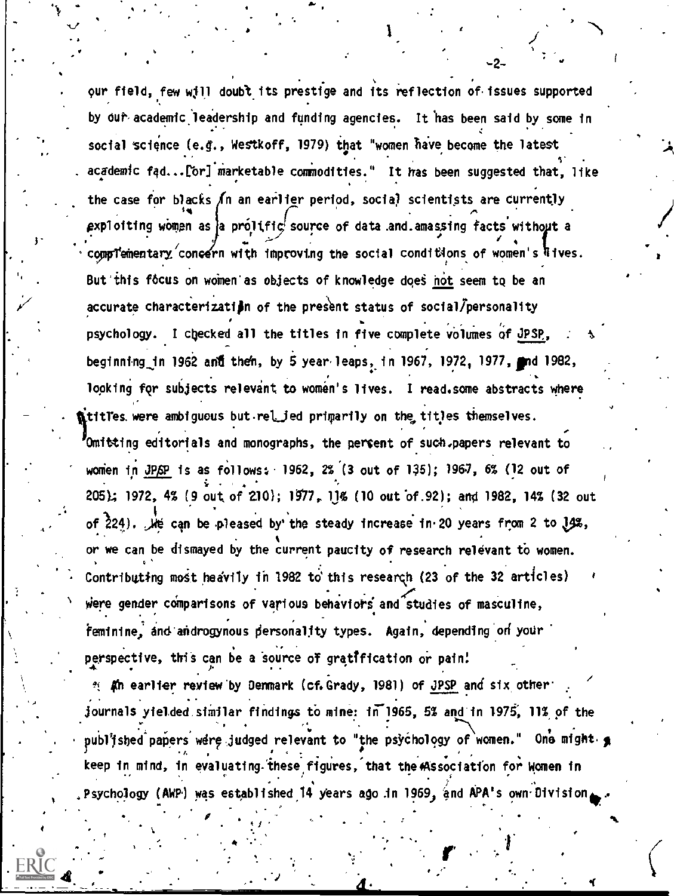our field, few will doubt its prestige and its reflection of issues supported by our academic leadership and funding agencies. It has been said by some in social science (e.g., Westkoff, 1979) that "women have become the latest academic fad...[or] marketable commodities." It has been suggested that, like the case for blacks in an earlier period, social scientists are currently exploiting women as a prolific source of data and amassing facts without a complementary concern with improving the social conditions of women's lives. But this focus on women as objects of knowledge does not seem to be an accurate characterization of the present status of social/personality psychology. I checked all the titles in five complete volumes of JPSP, beginning in 1962 and then, by 5 year leaps, in 1967, 1972, 1977, and 1982, looking for subjects relevant to women's lives. I read some abstracts where titles were ambiguous but relied primarily on the titles themselves. Omitting editorials and monographs, the percent of such papers relevant to women in JPSP is as follows: 1962, 2% (3 out of 135); 1967, 6% (12 out of 205); 1972, 4% (9 out of 210); 1977, 11% (10 out of 92); and 1982, 14% (32 out of 224). We can be pleased by the steady increase in 20 years from 2 to 14%, or we can be dismayed by the current paucity of research relevant to women. Contributing most heavily in 1982 to this research (23 of the 32 articles) were gender comparisons of various behaviors and studies of masculine, feminine, and androgynous personality types. Again, depending on your perspective, this can be a source of gratification or pain!

An earlier review by Denmark (cf. Grady, 1981) of JPSP and six other journals yielded similar findings to mine: in 1965, 5% and in 1975, 11% of the published papers were judged relevant to "the psychology of women." One might keep in mind, in evaluating these figures, that the Association for Women in Psychology (AWP) was established 14 years ago in 1969, and APA's own Division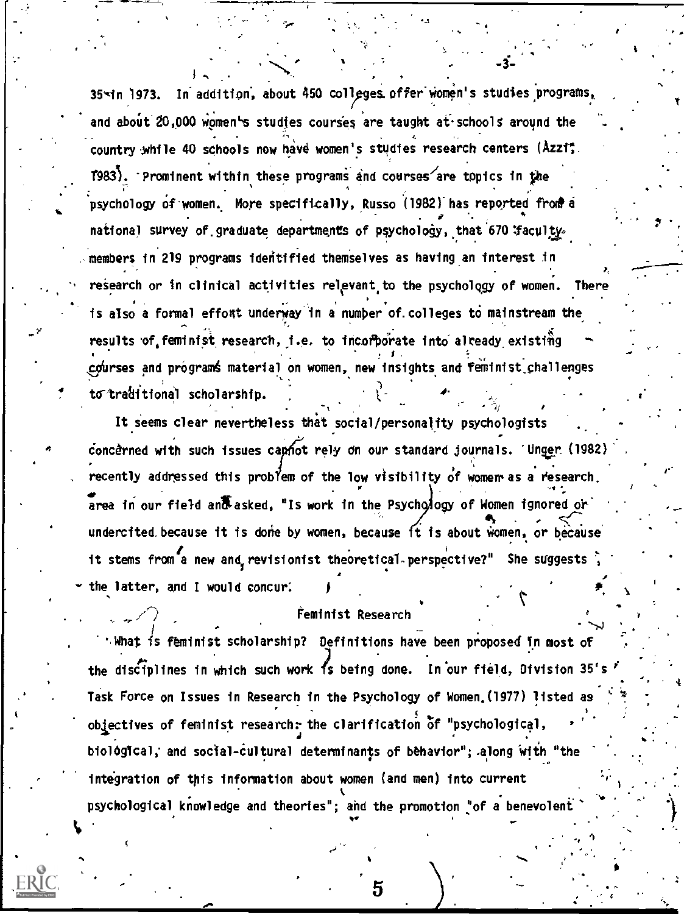35 in 1973. In addition, about 450 colleges offer women's studies programs, and about 20,000 women's studies courses are taught at schools around the country while 40 schools now have women's studies research centers (Azzi, 1983). Prominent within these programs and courses are topics in the psychology of women. More specifically, Russo (1982) has reported from a national survey of graduate departments of psychology, that 670 faculty members in 219 programs identified themselves as having an interest in research or in clinical activities relevant to the psychology of women. There is also a formal effort underway in a number of colleges to mainstream the results of feminist research, i.e. to incorporate into already existing courses and programs material on women, new insights and feminist challenges to traditional scholarship.

It seems clear nevertheless that social/personality psychologists concerned with such issues cannot rely on our standard journals. Unger (1982) recently addressed this problem of the low visibility of women as a research area in our field and asked, "Is work in the Psychology of Women ignored or undercited because it is done by women, because it is about women, or because it stems from a new and revisionist theoretical perspective?" She suggests the latter, and I would concur.

## Feminist Research

What is feminist scholarship? Definitions have been proposed in most of the disciplines in which such work is being done. In our field, Division 35's Task Force on Issues in Research in the Psychology of Women (1977) listed as objectives of feminist research: the clarification of "psychological, biological, and social-cultural determinants of behavior"; along with "the integration of this information about women (and men) into current psychological knowledge and theories"; and the promotion "of a benevolent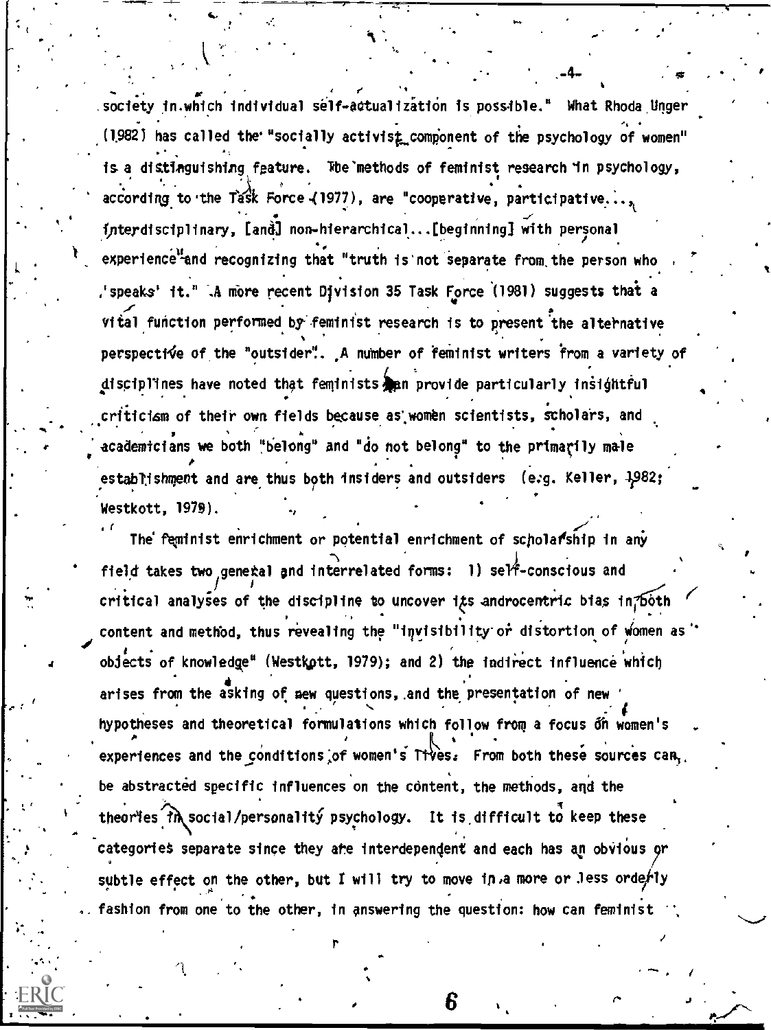society in which individual self-actualization is possible." What Rhoda Unger (1982) has called the "socially activist component of the psychology of women" is a distinguishing feature. The methods of feminist research in psychology, according to the Task Force (1977), are "cooperative, participative..., interdisciplinary, [and] non-hierarchical...[beginning] with personal experience" and recognizing that "truth is not separate from the person who 'speaks' it." A more recent Division 35 Task Force (1981) suggests that a vital function performed by feminist research is to present the alternative perspective of the "outsider". A number of feminist writers from a variety of disciplines have noted that feminists can provide particularly insightful criticism of their own fields because as women scientists, scholars, and academicians we both "belong" and "do not belong" to the primarily male establishment and are thus both insiders and outsiders (e.g. Keller, 1982; Westkott, 1979).

The feminist enrichment or potential enrichment of scholarship in any field takes two general and interrelated forms: 1) self-conscious and critical analyses of the discipline to uncover its androcentric bias in both content and method, thus revealing the "invisibility or distortion of women as objects of knowledge" (Westkott, 1979); and 2) the indirect influence which arises from the asking of new questions, and the presentation of new hypotheses and theoretical formulations which follow from a focus on women's experiences and the conditions of women's lives. From both these sources can be abstracted specific influences on the content, the methods, and the theories in social/personality psychology. It is difficult to keep these categories separate since they are interdependent and each has an obvious or subtle effect on the other, but I will try to move in a more or less orderly fashion from one to the other, in answering the question: how can feminist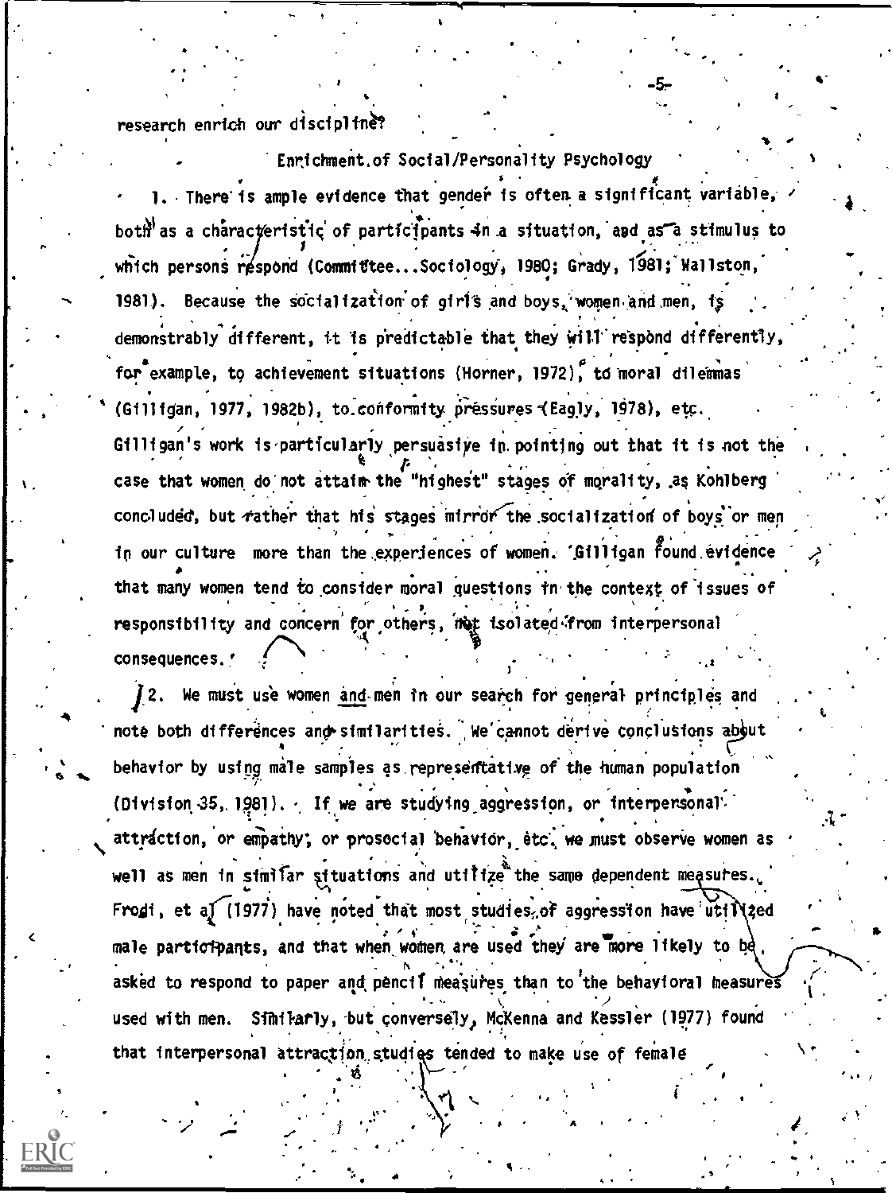research enrich our discipline?

## Enrichment of Social/Personality Psychology

1. There is ample evidence that gender is often a significant variable, both as a characteristic of participants in a situation, and as a stimulus to which persons respond (Committee...Sociology, 1980; Grady, 1981; Wallston, 1981). Because the socialization of girls and boys, women and men, is demonstrably different, it is predictable that they will respond differently, for example, to achievement situations (Horner, 1972), to moral dilemmas (Gilligan, 1977, 1982b), to conformity pressures (Eagly, 1978), etc. Gilligan's work is particularly persuasive in pointing out that it is not the case that women do not attain the "highest" stages of morality, as Kohlberg concluded, but rather that his stages mirror the socialization of boys or men in our culture more than the experiences of women. Gilligan found evidence that many women tend to consider moral questions in the context of issues of responsibility and concern for others, not isolated from interpersonal consequences.

2. We must use women and men in our search for general principles and note both differences and similarities. We cannot derive conclusions about behavior by using male samples as representative of the human population (Division 35, 1981). If we are studying aggression, or interpersonal attraction, or empathy, or prosocial behavior, etc. we must observe women as well as men in similar situations and utilize the same dependent measures. Frodi, et al (1977) have noted that most studies of aggression have utilized male participants, and that when women are used they are more likely to be asked to respond to paper and pencil measures than to the behavioral measures used with men. Similarly, but conversely, McKenna and Kessler (1977) found that interpersonal attraction studies tended to make use of female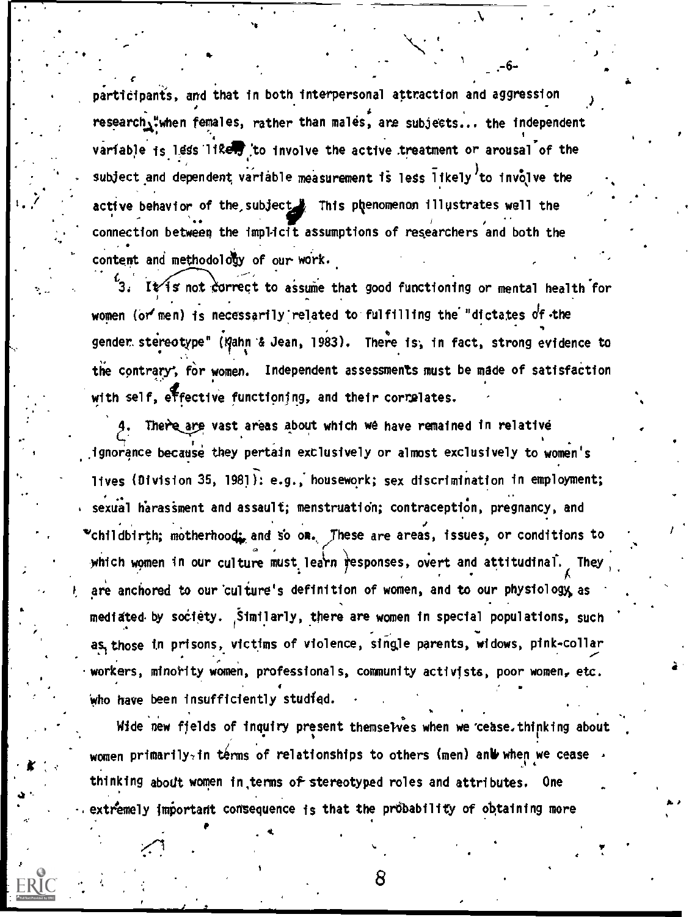participants, and that in both interpersonal attraction and aggression research, "when females, rather than males, are subjects... the independent variable is less likely to involve the active treatment or arousal of the subject and dependent variable measurement is less likely to involve the active behavior of the subject." This phenomenon illustrates well the connection between the implicit assumptions of researchers and both the content and methodology of our work.

3. It is not correct to assume that good functioning or mental health for women (or men) is necessarily related to fulfilling the "dictates of the gender stereotype" (Kahn & Jean, 1983). There is, in fact, strong evidence to the contrary, for women. Independent assessments must be made of satisfaction with self, effective functioning, and their correlates.

4. There are vast areas about which we have remained in relative ignorance because they pertain exclusively or almost exclusively to women's lives (Division 35, 1981): e.g., housework; sex discrimination in employment; sexual harassment and assault; menstruation; contraception, pregnancy, and childbirth; motherhood; and so on. These are areas, issues, or conditions to which women in our culture must learn responses, overt and attitudinal. They are anchored to our culture's definition of women, and to our physiology, as mediated by society. Similarly, there are women in special populations, such as those in prisons, victims of violence, single parents, widows, pink-collar workers, minority women, professionals, community activists, poor women, etc. who have been insufficiently studied.

Wide new fields of inquiry present themselves when we cease thinking about women primarily in terms of relationships to others (men) and when we cease thinking about women in terms of stereotyped roles and attributes. One extremely important consequence is that the probability of obtaining more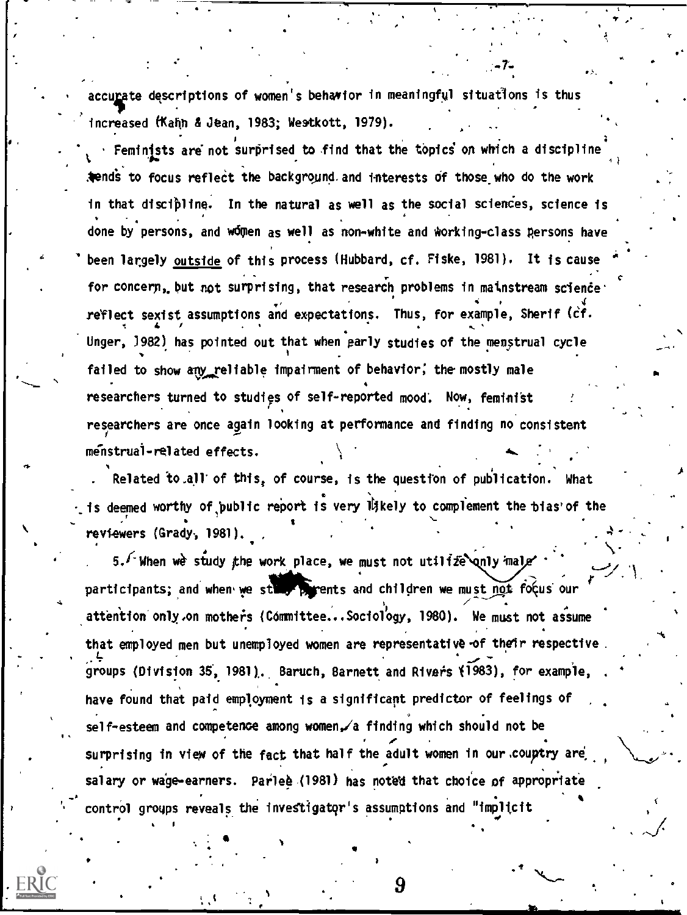accurate descriptions of women's behavior in meaningful situations is thus increased (Kahn & Jean, 1983; Westkott, 1979).

Feminists are not surprised to find that the topics on which a discipline tends to focus reflect the background and interests of those who do the work in that discipline. In the natural as well as the social sciences, science is done by persons, and women as well as non-white and working-class persons have been largely <u>outside</u> of this process (Hubbard, cf. Fiske, 1981). It is cause for concern, but not surprising, that research problems in mainstream science reflect sexist assumptions and expectations. Thus, for example, Sherif (cf. Unger, 1982) has pointed out that when early studies of the menstrual cycle failed to show any reliable impairment of behavior, the mostly male researchers turned to studies of self-reported mood. Now, feminist researchers are once again looking at performance and finding no consistent menstrual-related effects.

Related to all of this, of course, is the question of publication. What is deemed worthy of public report is very likely to complement the bias of the reviewers (Grady, 1981).

5. When we study the work place, we must not utilize only male participants; and when we study parents and children we must <u>not</u> focus our attention only on mothers (Committee...Sociology, 1980). We must not assume that employed men but unemployed women are representative of their respective groups (Division 35, 1981). Baruch, Barnett and Rivers (1983), for example, have found that paid employment is a significant predictor of feelings of self-esteem and competence among women, a finding which should not be surprising in view of the fact that half the adult women in our country are salary or wage-earners. Parlee (1981) has noted that choice of appropriate control groups reveals the investigator's assumptions and "implicit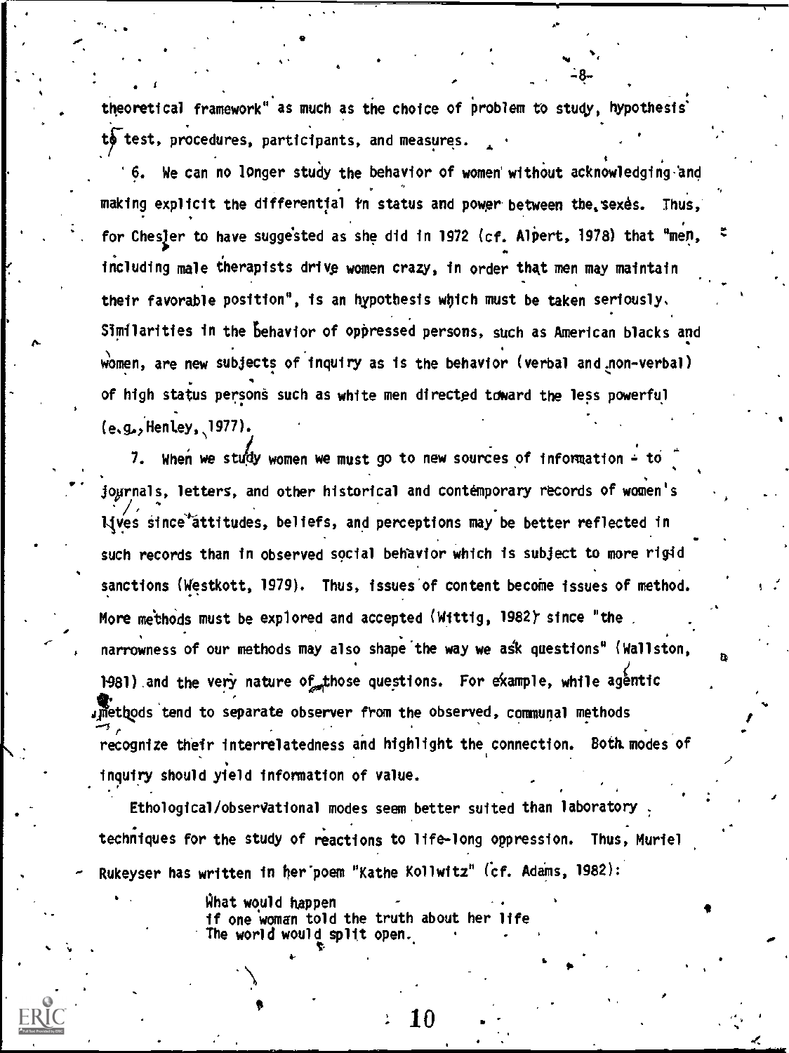theoretical framework" as much as the choice of problem to study, hypothesis to test, procedures, participants, and measures.

6. We can no longer study the behavior of women without acknowledging and making explicit the differential in status and power between the sexes. Thus, for Chesler to have suggested as she did in 1972 (cf. Alpert, 1978) that "men, including male therapists drive women crazy, in order that men may maintain their favorable position", is an hypothesis which must be taken seriously. Similarities in the behavior of oppressed persons, such as American blacks and women, are new subjects of inquiry as is the behavior (verbal and non-verbal) of high status persons such as white men directed toward the less powerful (e.g., Henley, 1977).

7. When we study women we must go to new sources of information - to journals, letters, and other historical and contemporary records of women's lives since attitudes, beliefs, and perceptions may be better reflected in such records than in observed social behavior which is subject to more rigid sanctions (Westkott, 1979). Thus, issues of content become issues of method. More methods must be explored and accepted (Wittig, 1982) since "the narrowness of our methods may also shape the way we ask questions" (Wallston, 1981) and the very nature of those questions. For example, while agentic methods tend to separate observer from the observed, communal methods recognize their interrelatedness and highlight the connection. Both modes of inquiry should yield information of value.

Ethological/observational modes seem better suited than laboratory techniques for the study of reactions to life-long oppression. Thus, Muriel Rukeyser has written in her poem "Kathe Kollwitz" (cf. Adams, 1982):

> What would happen
> if one woman told the truth about her life
> The world would split open.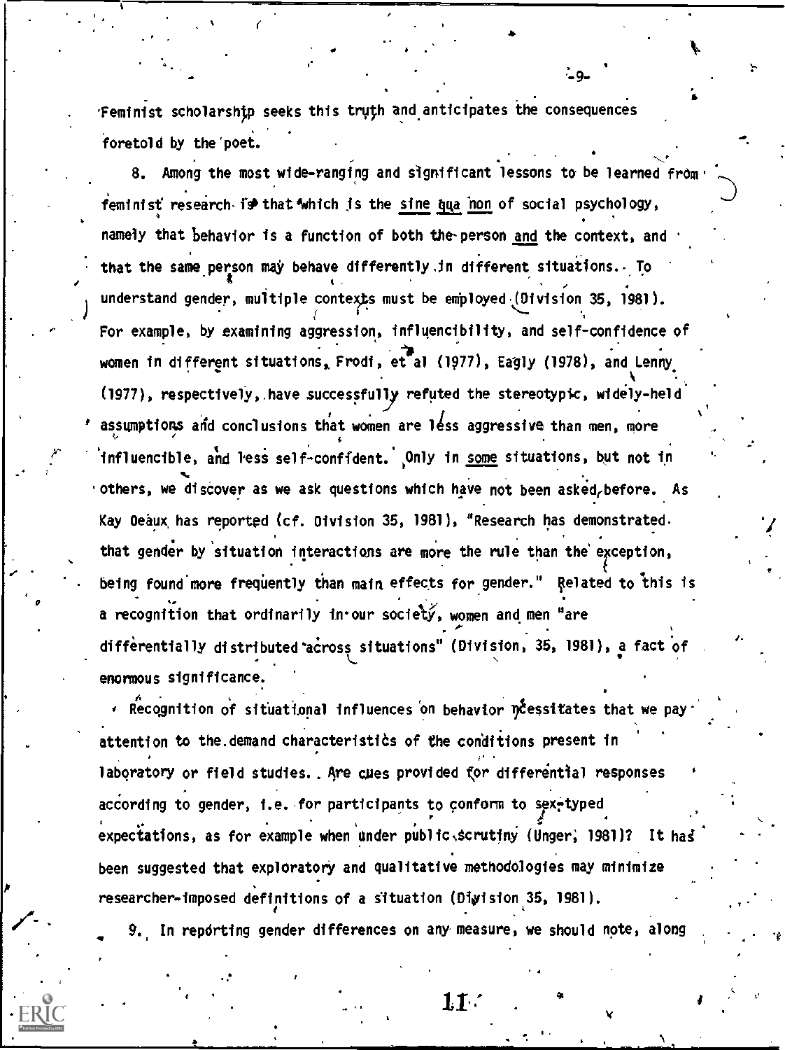Feminist scholarship seeks this truth and anticipates the consequences foretold by the poet.

8. Among the most wide-ranging and significant lessons to be learned from feminist research is that which is the sine qua non of social psychology, namely that behavior is a function of both the person and the context, and that the same person may behave differently in different situations. To understand gender, multiple contexts must be employed (Division 35, 1981). For example, by examining aggression, influencibility, and self-confidence of women in different situations, Frodi, et al (1977), Eagly (1978), and Lenny (1977), respectively, have successfully refuted the stereotypic, widely-held assumptions and conclusions that women are less aggressive than men, more influencible, and less self-confident. Only in some situations, but not in others, we discover as we ask questions which have not been asked before. As Kay Deaux has reported (cf. Division 35, 1981), "Research has demonstrated that gender by situation interactions are more the rule than the exception, being found more frequently than main effects for gender." Related to this is a recognition that ordinarily in our society, women and men "are differentially distributed across situations" (Division, 35, 1981), a fact of enormous significance.

Recognition of situational influences on behavior necessitates that we pay attention to the demand characteristics of the conditions present in laboratory or field studies. Are cues provided for differential responses according to gender, i.e. for participants to conform to sex-typed expectations, as for example when under public scrutiny (Unger, 1981)? It has been suggested that exploratory and qualitative methodologies may minimize researcher-imposed definitions of a situation (Division 35, 1981).

9. In reporting gender differences on any measure, we should note, along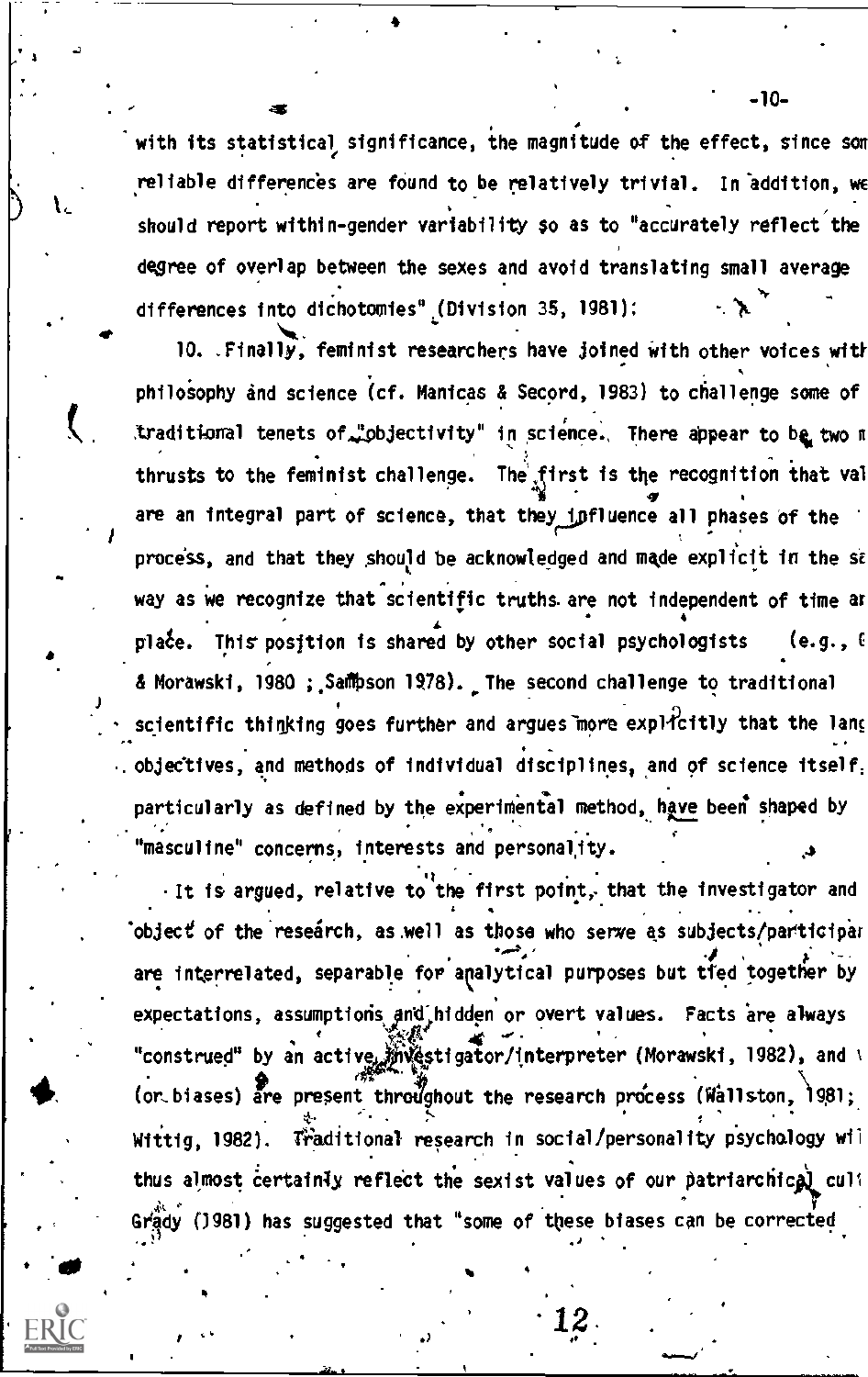with its statistical significance, the magnitude of the effect, since som reliable differences are found to be relatively trivial. In addition, we should report within-gender variability so as to "accurately reflect the degree of overlap between the sexes and avoid translating small average differences into dichotomies" (Division 35, 1981):

10. Finally, feminist researchers have joined with other voices with philosophy and science (cf. Manicas & Secord, 1983) to challenge some of traditional tenets of "objectivity" in science. There appear to be two m thrusts to the feminist challenge. The first is the recognition that val are an integral part of science, that they influence all phases of the process, and that they should be acknowledged and made explicit in the sa way as we recognize that scientific truths are not independent of time an place. This position is shared by other social psychologists (e.g., G & Morawski, 1980 ; Sampson 1978). The second challenge to traditional scientific thinking goes further and argues more explicitly that the lang objectives, and methods of individual disciplines, and of science itself, particularly as defined by the experimental method, have been shaped by "masculine" concerns, interests and personality.

It is argued, relative to the first point, that the investigator and object of the research, as well as those who serve as subjects/participan are interrelated, separable for analytical purposes but tied together by expectations, assumptions and hidden or overt values. Facts are always "construed" by an active investigator/interpreter (Morawski, 1982), and v (or biases) are present throughout the research process (Wallston, 1981; Wittig, 1982). Traditional research in social/personality psychology wil thus almost certainly reflect the sexist values of our patriarchical cult Grady (1981) has suggested that "some of these biases can be corrected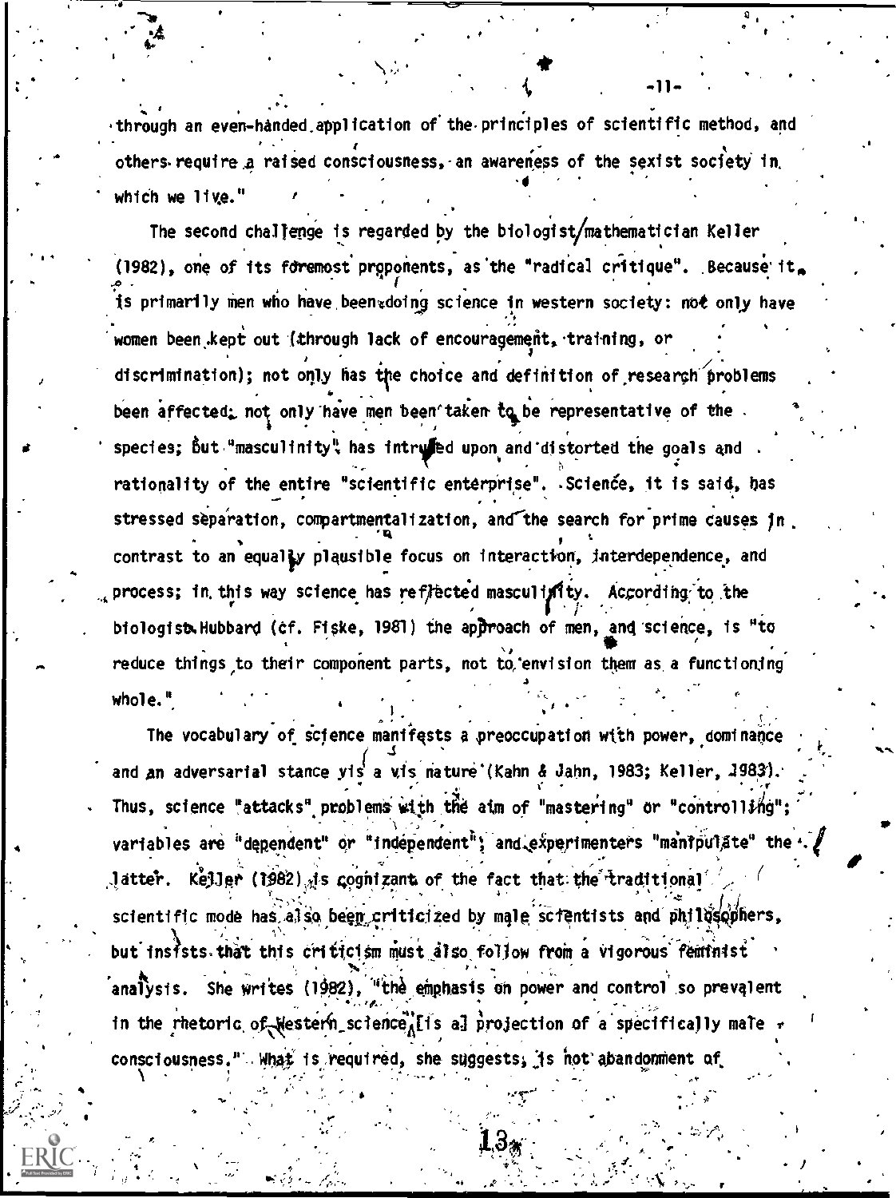through an even-handed application of the principles of scientific method, and others require a raised consciousness, an awareness of the sexist society in which we live."

The second challenge is regarded by the biologist/mathematician Keller (1982), one of its foremost proponents, as the "radical critique". Because it is primarily men who have been doing science in western society: not only have women been kept out (through lack of encouragement, training, or discrimination); not only has the choice and definition of research problems been affected; not only have men been taken to be representative of the species; but "masculinity" has intruded upon and distorted the goals and rationality of the entire "scientific enterprise". Science, it is said, has stressed separation, compartmentalization, and the search for prime causes in contrast to an equally plausible focus on interaction, interdependence, and process; in this way science has reflected masculinity. According to the biologist Hubbard (cf. Fiske, 1981) the approach of men, and science, is "to reduce things to their component parts, not to envision them as a functioning whole."

The vocabulary of science manifests a preoccupation with power, dominance and an adversarial stance vis a vis nature (Kahn & Jahn, 1983; Keller, 1983). Thus, science "attacks" problems with the aim of "mastering" or "controlling"; variables are "dependent" or "independent"; and experimenters "manipulate" the latter. Keller (1982) is cognizant of the fact that the traditional scientific mode has also been criticized by male scientists and philosophers, but insists that this criticism must also follow from a vigorous feminist analysis. She writes (1982), "the emphasis on power and control so prevalent in the rhetoric of Western science [is a] projection of a specifically male consciousness." What is required, she suggests, is not abandonment of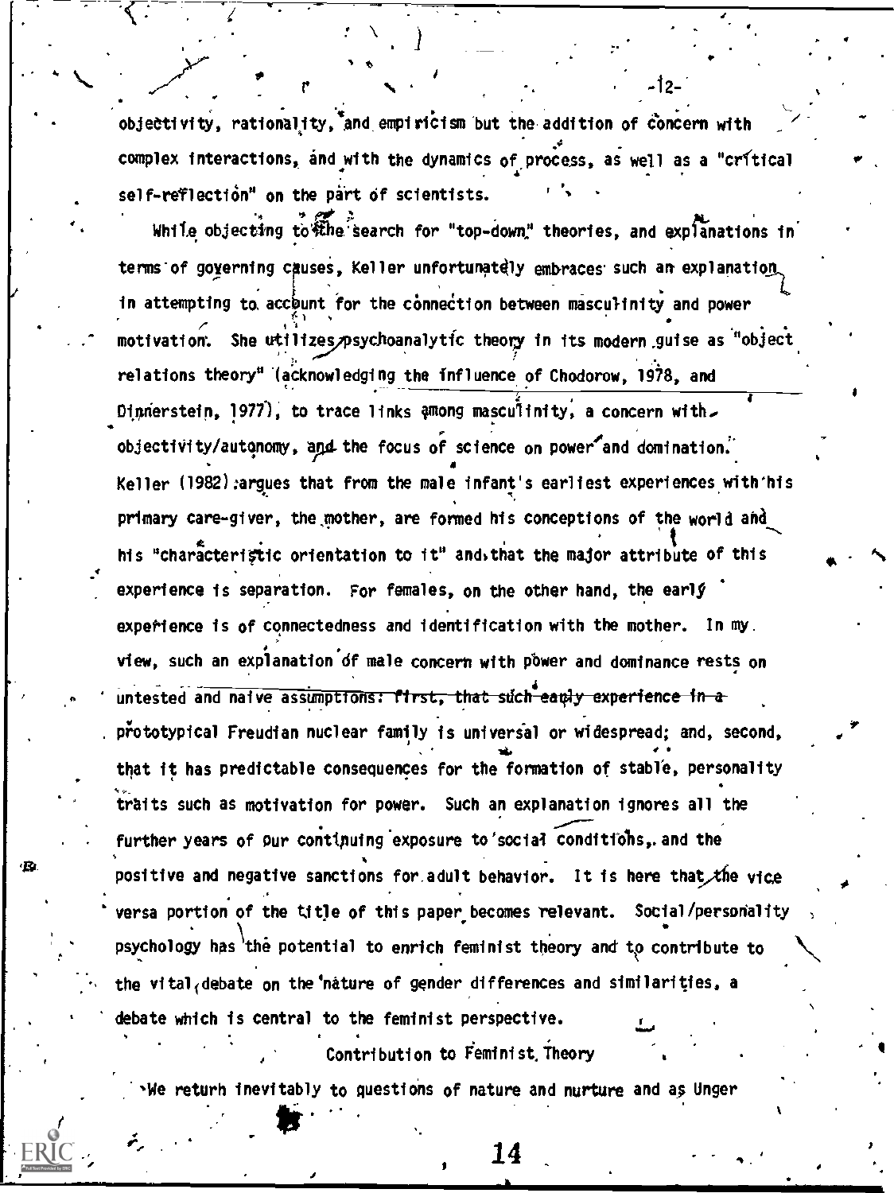objectivity, rationality, and empiricism but the addition of concern with complex interactions, and with the dynamics of process, as well as a "critical self-reflection" on the part of scientists.

While objecting to the search for "top-down" theories, and explanations in terms of governing causes, Keller unfortunately embraces such an explanation in attempting to account for the connection between masculinity and power motivation. She utilizes psychoanalytic theory in its modern guise as "object relations theory" (acknowledging the influence of Chodorow, 1978, and Dinnerstein, 1977), to trace links among masculinity, a concern with objectivity/autonomy, and the focus of science on power and domination. Keller (1982) argues that from the male infant's earliest experiences with his primary care-giver, the mother, are formed his conceptions of the world and his "characteristic orientation to it" and that the major attribute of this experience is separation. For females, on the other hand, the early experience is of connectedness and identification with the mother. In my view, such an explanation of male concern with power and dominance rests on untested and naive assumptions: first, that such early experience in a prototypical Freudian nuclear family is universal or widespread; and, second, that it has predictable consequences for the formation of stable, personality traits such as motivation for power. Such an explanation ignores all the further years of our continuing exposure to social conditions, and the positive and negative sanctions for adult behavior. It is here that the vice versa portion of the title of this paper becomes relevant. Social/personality psychology has the potential to enrich feminist theory and to contribute to the vital debate on the nature of gender differences and similarities, a debate which is central to the feminist perspective.

## Contribution to Feminist Theory

We return inevitably to questions of nature and nurture and as Unger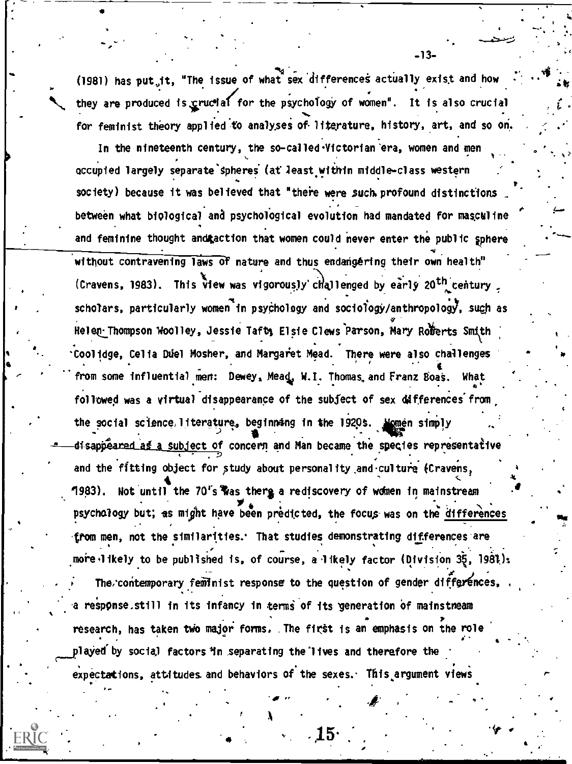(1981) has put it, "The issue of what sex differences actually exist and how they are produced is crucial for the psychology of women". It is also crucial for feminist theory applied to analyses of literature, history, art, and so on.

In the nineteenth century, the so-called Victorian era, women and men occupied largely separate spheres (at least within middle-class western society) because it was believed that "there were such profound distinctions between what biological and psychological evolution had mandated for masculine and feminine thought and action that women could never enter the public sphere without contravening laws of nature and thus endangering their own health" (Cravens, 1983). This view was vigorously challenged by early 20th century scholars, particularly women in psychology and sociology/anthropology, such as Helen Thompson Woolley, Jessie Taft, Elsie Clews Parson, Mary Roberts Smith Coolidge, Celia Duel Mosher, and Margaret Mead. There were also challenges from some influential men: Dewey, Mead, W.I. Thomas, and Franz Boas. What followed was a virtual disappearance of the subject of sex differences from the social science literature, beginning in the 1920s. Women simply disappeared as a subject of concern and Man became the species representative and the fitting object for study about personality and culture (Cravens, 1983). Not until the 70's was there a rediscovery of women in mainstream psychology but, as might have been predicted, the focus was on the differences from men, not the similarities. That studies demonstrating differences are more likely to be published is, of course, a likely factor (Division 35, 1981).

The contemporary feminist response to the question of gender differences, a response still in its infancy in terms of its generation of mainstream research, has taken two major forms. The first is an emphasis on the role played by social factors in separating the lives and therefore the expectations, attitudes and behaviors of the sexes. This argument views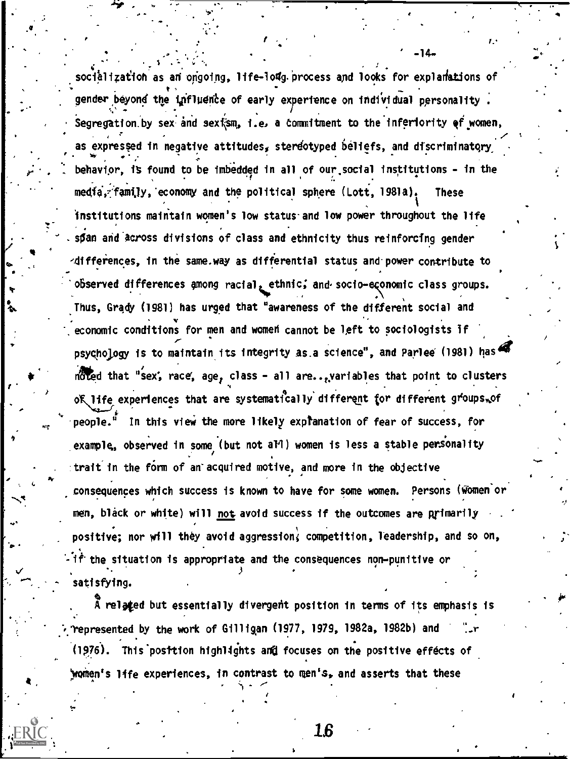socialization as an ongoing, life-long process and looks for explanations of gender beyond the influence of early experience on individual personality. Segregation by sex and sexism, i.e. a commitment to the inferiority of women, as expressed in negative attitudes, stereotyped beliefs, and discriminatory behavior, is found to be imbedded in all of our social institutions - in the media, family, economy and the political sphere (Lott, 1981a). These institutions maintain women's low status and low power throughout the life span and across divisions of class and ethnicity thus reinforcing gender differences, in the same way as differential status and power contribute to observed differences among racial, ethnic, and socio-economic class groups. Thus, Grady (1981) has urged that "awareness of the different social and economic conditions for men and women cannot be left to sociologists if psychology is to maintain its integrity as a science", and Parlee (1981) has noted that "sex, race, age, class - all are...variables that point to clusters of life experiences that are systematically different for different groups of people." In this view the more likely explanation of fear of success, for example, observed in some (but not all) women is less a stable personality trait in the form of an acquired motive, and more in the objective consequences which success is known to have for some women. Persons (women or men, black or white) will not avoid success if the outcomes are primarily positive; nor will they avoid aggression, competition, leadership, and so on, if the situation is appropriate and the consequences non-punitive or satisfying.

A related but essentially divergent position in terms of its emphasis is represented by the work of Gilligan (1977, 1979, 1982a, 1982b) and ...r (1976). This position highlights and focuses on the positive effects of women's life experiences, in contrast to men's, and asserts that these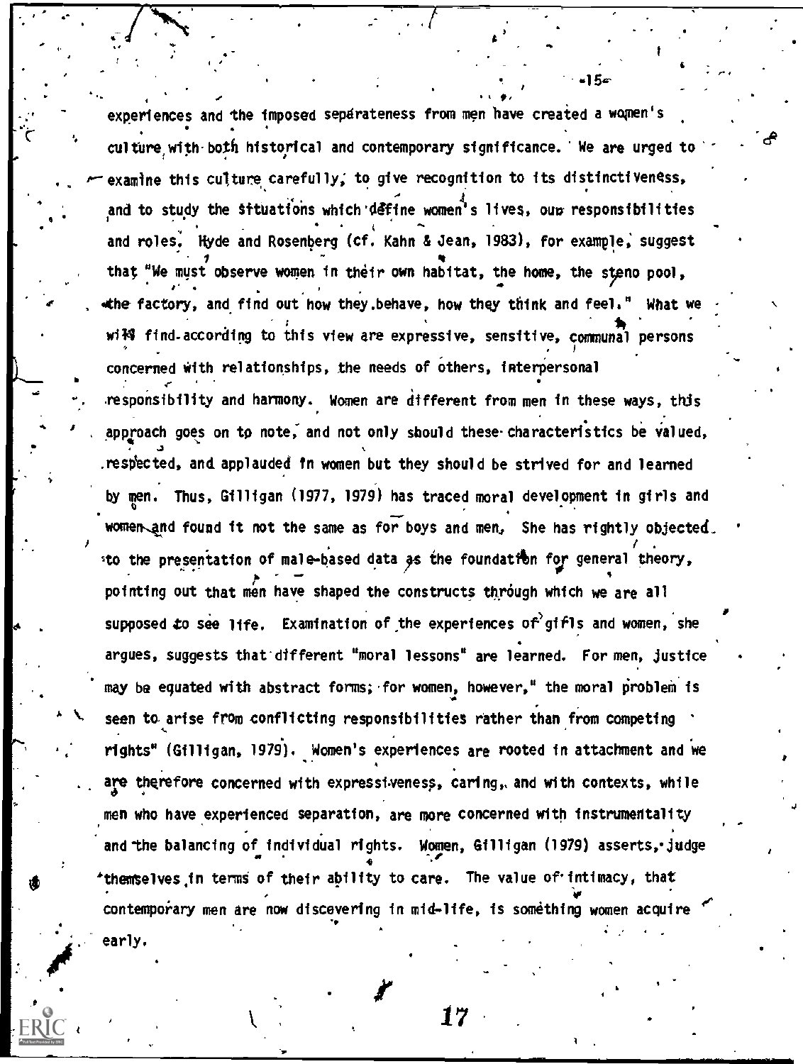experiences and the imposed separateness from men have created a women's culture with both historical and contemporary significance. We are urged to examine this culture carefully, to give recognition to its distinctiveness, and to study the situations which define women's lives, our responsibilities and roles. Hyde and Rosenberg (cf. Kahn & Jean, 1983), for example, suggest that "We must observe women in their own habitat, the home, the steno pool, the factory, and find out how they behave, how they think and feel." What we will find according to this view are expressive, sensitive, communal persons concerned with relationships, the needs of others, interpersonal responsibility and harmony. Women are different from men in these ways, this approach goes on to note, and not only should these characteristics be valued, respected, and applauded in women but they should be strived for and learned by men. Thus, Gilligan (1977, 1979) has traced moral development in girls and women and found it not the same as for boys and men. She has rightly objected to the presentation of male-based data as the foundation for general theory, pointing out that men have shaped the constructs through which we are all supposed to see life. Examination of the experiences of girls and women, she argues, suggests that different "moral lessons" are learned. For men, justice may be equated with abstract forms; for women, however," the moral problem is seen to arise from conflicting responsibilities rather than from competing rights" (Gilligan, 1979). Women's experiences are rooted in attachment and we are therefore concerned with expressiveness, caring, and with contexts, while men who have experienced separation, are more concerned with instrumentality and the balancing of individual rights. Women, Gilligan (1979) asserts, judge themselves in terms of their ability to care. The value of intimacy, that contemporary men are now discovering in mid-life, is something women acquire early.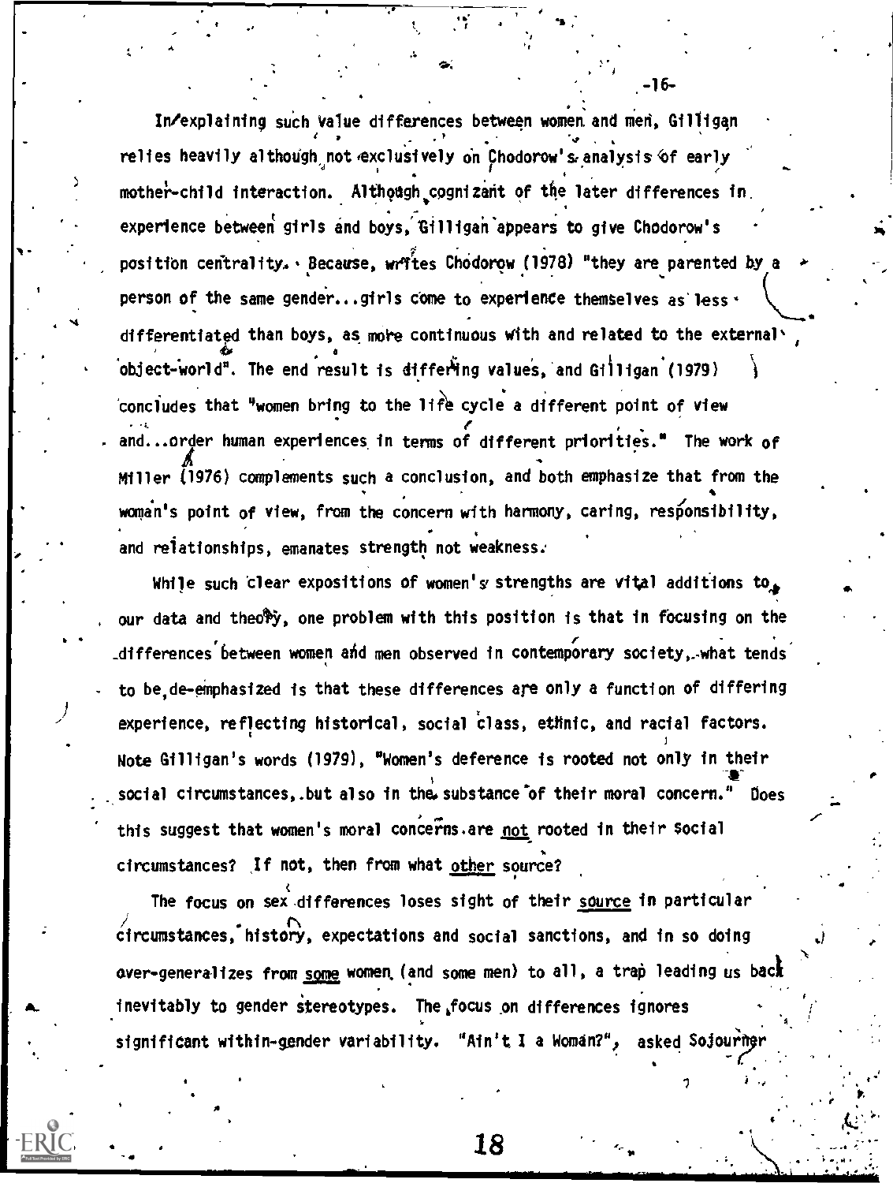In explaining such value differences between women and men, Gilligan relies heavily although not exclusively on Chodorow's analysis of early mother-child interaction. Although cognizant of the later differences in experience between girls and boys, Gilligan appears to give Chodorow's position centrality. Because, writes Chodorow (1978) "they are parented by a person of the same gender...girls come to experience themselves as less differentiated than boys, as more continuous with and related to the external object-world". The end result is differing values, and Gilligan (1979) concludes that "women bring to the life cycle a different point of view and...order human experiences in terms of different priorities." The work of Miller (1976) complements such a conclusion, and both emphasize that from the woman's point of view, from the concern with harmony, caring, responsibility, and relationships, emanates strength not weakness.

While such clear expositions of women's strengths are vital additions to our data and theory, one problem with this position is that in focusing on the differences between women and men observed in contemporary society, what tends to be de-emphasized is that these differences are only a function of differing experience, reflecting historical, social class, ethnic, and racial factors. Note Gilligan's words (1979), "Women's deference is rooted not only in their social circumstances, but also in the substance of their moral concern." Does this suggest that women's moral concerns are not rooted in their social circumstances? If not, then from what other source?

The focus on sex differences loses sight of their source in particular circumstances, history, expectations and social sanctions, and in so doing over-generalizes from some women (and some men) to all, a trap leading us back inevitably to gender stereotypes. The focus on differences ignores significant within-gender variability. "Ain't I a Woman?", asked Sojourner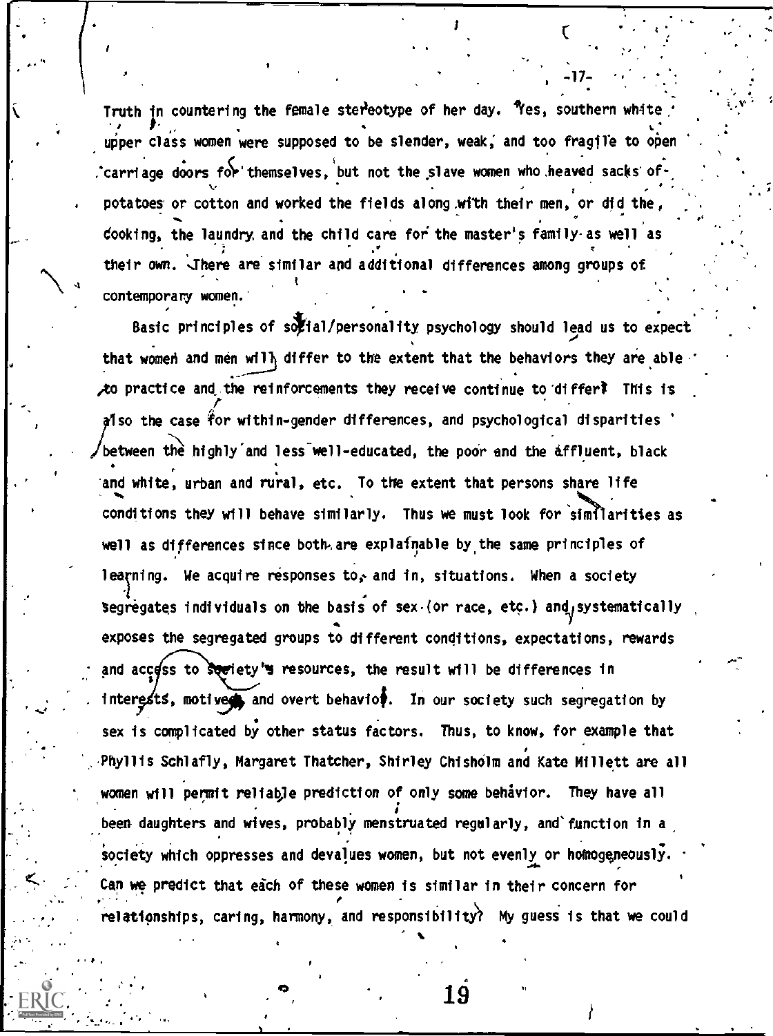Truth in countering the female stereotype of her day. Yes, southern white upper class women were supposed to be slender, weak, and too fragile to open carriage doors for themselves, but not the slave women who heaved sacks of potatoes or cotton and worked the fields along with their men, or did the cooking, the laundry and the child care for the master's family as well as their own. There are similar and additional differences among groups of contemporary women.

Basic principles of social/personality psychology should lead us to expect that women and men will differ to the extent that the behaviors they are able to practice and the reinforcements they receive continue to differ. This is also the case for within-gender differences, and psychological disparities between the highly and less well-educated, the poor and the affluent, black and white, urban and rural, etc. To the extent that persons share life conditions they will behave similarly. Thus we must look for similarities as well as differences since both are explainable by the same principles of learning. We acquire responses to, and in, situations. When a society segregates individuals on the basis of sex (or race, etc.) and systematically exposes the segregated groups to different conditions, expectations, rewards and access to society's resources, the result will be differences in interests, motives, and overt behavior. In our society such segregation by sex is complicated by other status factors. Thus, to know, for example that Phyllis Schlafly, Margaret Thatcher, Shirley Chisholm and Kate Millett are all women will permit reliable prediction of only some behavior. They have all been daughters and wives, probably menstruated regularly, and function in a society which oppresses and devalues women, but not evenly or homogeneously. Can we predict that each of these women is similar in their concern for relationships, caring, harmony, and responsibility? My guess is that we could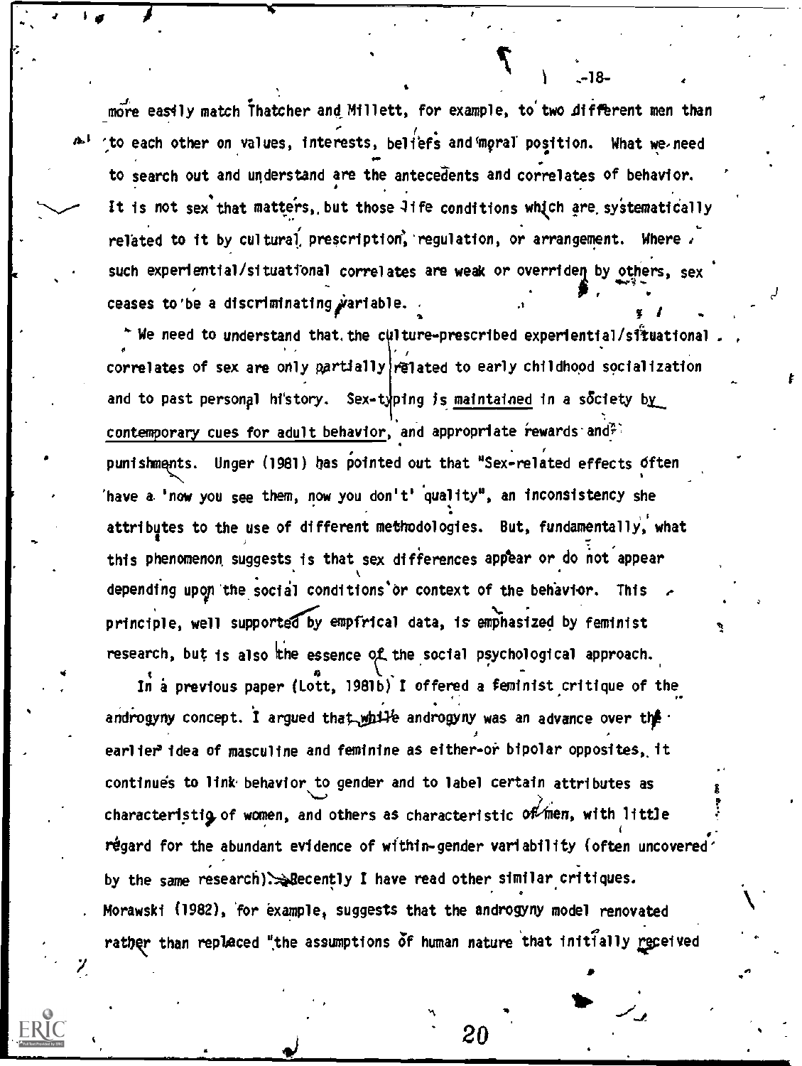more easily match Thatcher and Millett, for example, to two different men than to each other on values, interests, beliefs and moral position. What we need to search out and understand are the antecedents and correlates of behavior. It is not sex that matters, but those life conditions which are systematically related to it by cultural prescription, regulation, or arrangement. Where such experiential/situational correlates are weak or overriden by others, sex ceases to be a discriminating variable.

We need to understand that the culture-prescribed experiential/situational correlates of sex are only partially related to early childhood socialization and to past personal history. Sex-typing is maintained in a society by contemporary cues for adult behavior, and appropriate rewards and punishments. Unger (1981) has pointed out that "Sex-related effects often have a 'now you see them, now you don't' quality", an inconsistency she attributes to the use of different methodologies. But, fundamentally, what this phenomenon suggests is that sex differences appear or do not appear depending upon the social conditions or context of the behavior. This principle, well supported by empirical data, is emphasized by feminist research, but is also the essence of the social psychological approach.

In a previous paper (Lott, 1981b) I offered a feminist critique of the androgyny concept. I argued that while androgyny was an advance over the earlier idea of masculine and feminine as either-or bipolar opposites, it continues to link behavior to gender and to label certain attributes as characteristic of women, and others as characteristic of men, with little regard for the abundant evidence of within-gender variability (often uncovered by the same research). Recently I have read other similar critiques. Morawski (1982), for example, suggests that the androgyny model renovated rather than replaced "the assumptions of human nature that initially received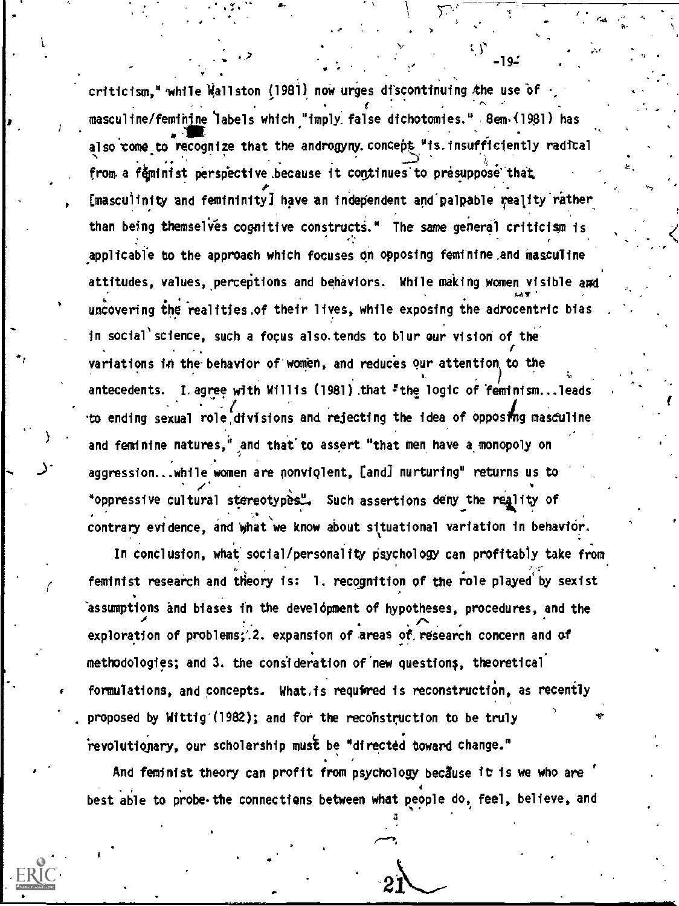criticism," while Wallston (1981) now urges discontinuing the use of masculine/feminine labels which "imply false dichotomies." Bem (1981) has also come to recognize that the androgyny concept "is insufficiently radical from a feminist perspective because it continues to presuppose that [masculinity and femininity] have an independent and palpable reality rather than being themselves cognitive constructs." The same general criticism is applicable to the approach which focuses on opposing feminine and masculine attitudes, values, perceptions and behaviors. While making women visible and uncovering the realities of their lives, while exposing the adrocentric bias in social science, such a focus also tends to blur our vision of the variations in the behavior of women, and reduces our attention to the antecedents. I agree with Willis (1981) that "the logic of feminism...leads to ending sexual role divisions and rejecting the idea of opposing masculine and feminine natures," and that to assert "that men have a monopoly on aggression...while women are nonviolent, [and] nurturing" returns us to "oppressive cultural stereotypes". Such assertions deny the reality of contrary evidence, and what we know about situational variation in behavior.

In conclusion, what social/personality psychology can profitably take from feminist research and theory is: 1. recognition of the role played by sexist assumptions and biases in the development of hypotheses, procedures, and the exploration of problems; 2. expansion of areas of research concern and of methodologies; and 3. the consideration of new questions, theoretical formulations, and concepts. What is required is reconstruction, as recently proposed by Wittig (1982); and for the reconstruction to be truly revolutionary, our scholarship must be "directed toward change."

And feminist theory can profit from psychology because it is we who are best able to probe the connections between what people do, feel, believe, and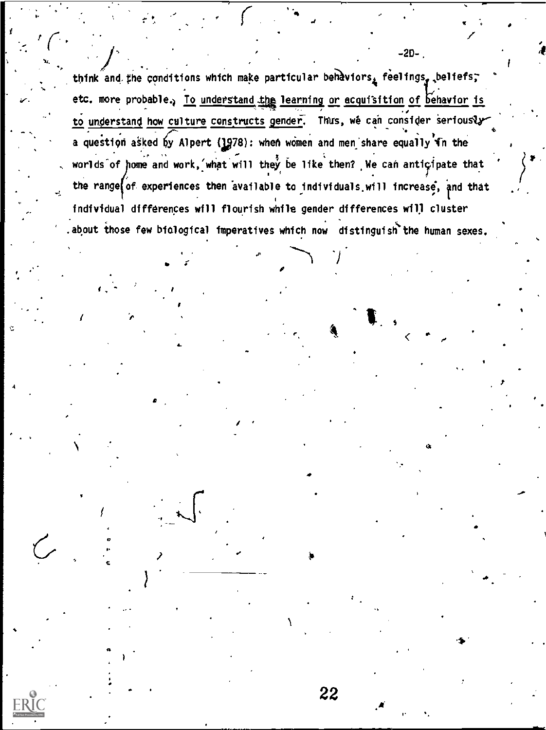think and the conditions which make particular behaviors, feelings, beliefs, etc. more probable. <u>To understand the learning or acquisition of behavior is to understand how culture constructs gender.</u> Thus, we can consider seriously a question asked by Alpert (1978): when women and men share equally in the worlds of home and work, what will they be like then? We can anticipate that the range of experiences then available to individuals will increase, and that individual differences will flourish while gender differences will cluster about those few biological imperatives which now distinguish the human sexes.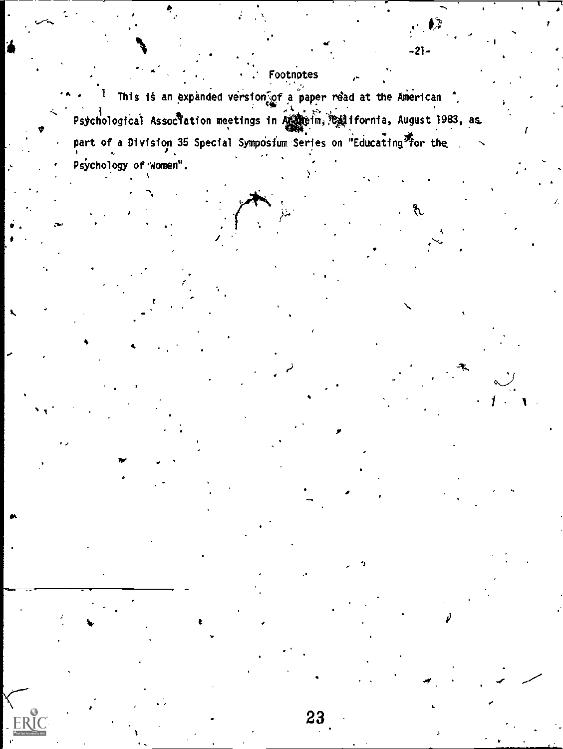## Footnotes

[1] This is an expanded version of a paper read at the American Psychological Association meetings in Anaheim, California, August 1983, as part of a Division 35 Special Symposium Series on "Educating for the Psychology of Women".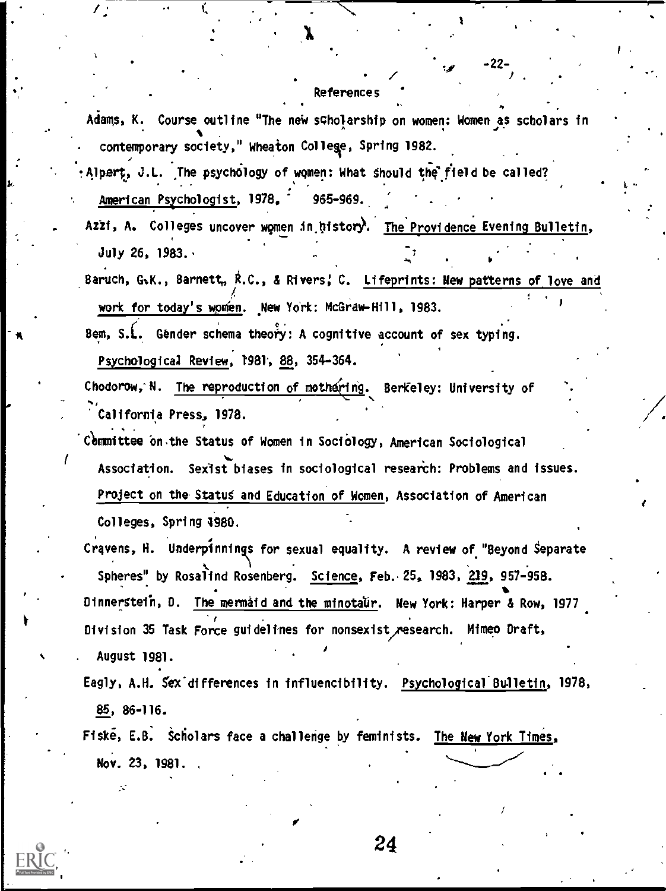## References

Adams, K. Course outline "The new scholarship on women: Women as scholars in contemporary society," Wheaton College, Spring 1982.

Alpert, J.L. The psychology of women: What should the field be called? American Psychologist, 1978, 965-969.

Azzi, A. Colleges uncover women in history. The Providence Evening Bulletin, July 26, 1983.

Baruch, G.K., Barnett, R.C., & Rivers, C. Lifeprints: New patterns of love and work for today's women. New York: McGraw-Hill, 1983.

Bem, S.L. Gender schema theory: A cognitive account of sex typing. Psychological Review, 1981, 88, 354-364.

Chodorow, N. The reproduction of mothering. Berkeley: University of California Press, 1978.

Committee on the Status of Women in Sociology, American Sociological Association. Sexist biases in sociological research: Problems and issues. Project on the Status and Education of Women, Association of American Colleges, Spring 1980.

Cravens, H. Underpinnings for sexual equality. A review of "Beyond Separate Spheres" by Rosalind Rosenberg. Science, Feb. 25, 1983, 219, 957-958.

Dinnerstein, D. The mermaid and the minotaur. New York: Harper & Row, 1977

Division 35 Task Force guidelines for nonsexist research. Mimeo Draft, August 1981.

Eagly, A.H. Sex differences in influencibility. Psychological Bulletin, 1978, 85, 86-116.

Fiske, E.B. Scholars face a challenge by feminists. The New York Times, Nov. 23, 1981.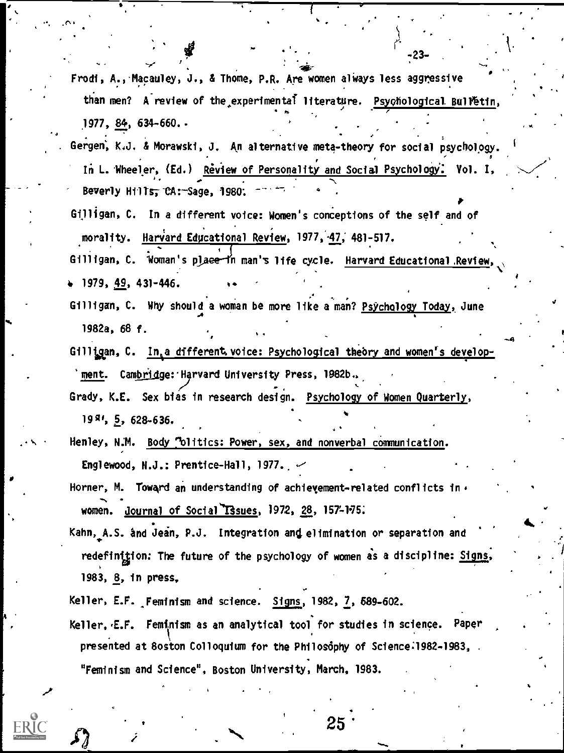Frodi, A., Macauley, J., & Thome, P.R. Are women always less aggressive than men? A review of the experimental literature. Psychological Bulletin, 1977, 84, 634-660.

Gergen, K.J. & Morawski, J. An alternative meta-theory for social psychology. In L. Wheeler, (Ed.) Review of Personality and Social Psychology. Vol. I, Beverly Hills, CA: Sage, 1980.

Gilligan, C. In a different voice: Women's conceptions of the self and of morality. Harvard Educational Review, 1977, 47, 481-517.

Gilligan, C. Woman's place in man's life cycle. Harvard Educational Review, 1979, 49, 431-446.

Gilligan, C. Why should a woman be more like a man? Psychology Today, June 1982a, 68 f.

Gilligan, C. In a different voice: Psychological theory and women's development. Cambridge: Harvard University Press, 1982b.

Grady, K.E. Sex bias in research design. Psychology of Women Quarterly, 1981, 5, 628-636.

Henley, N.M. Body politics: Power, sex, and nonverbal communication. Englewood, N.J.: Prentice-Hall, 1977.

Horner, M. Toward an understanding of achievement-related conflicts in women. Journal of Social Issues, 1972, 28, 157-175.

Kahn, A.S. and Jean, P.J. Integration and elimination or separation and redefinition: The future of the psychology of women as a discipline: Signs, 1983, 8, in press.

Keller, E.F. Feminism and science. Signs, 1982, 7, 589-602.

Keller, E.F. Feminism as an analytical tool for studies in science. Paper presented at Boston Colloquium for the Philosophy of Science 1982-1983, "Feminism and Science", Boston University, March, 1983.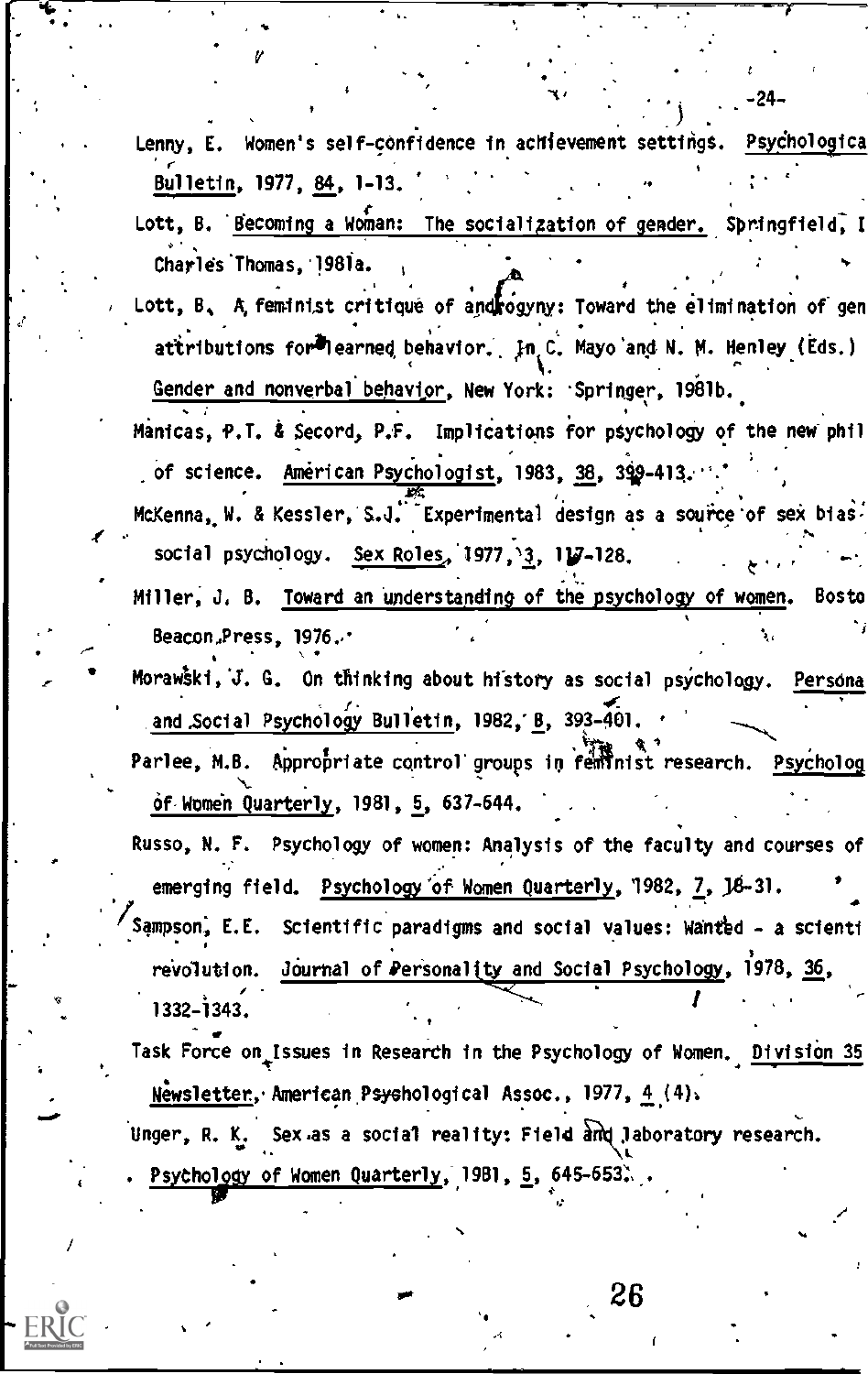Lenny, E. Women's self-confidence in achievement settings. Psychologica Bulletin, 1977, 84, 1-13.

Lott, B. Becoming a Woman: The socialization of gender. Springfield, I Charles Thomas, 1981a.

Lott, B. A feminist critique of androgyny: Toward the elimination of gen attributions for learned behavior. In C. Mayo and N. M. Henley (Eds.) Gender and nonverbal behavior, New York: Springer, 1981b.

Manicas, P.T. & Secord, P.F. Implications for psychology of the new phil of science. American Psychologist, 1983, 38, 399-413.

McKenna, W. & Kessler, S.J. Experimental design as a source of sex bias social psychology. Sex Roles, 1977, 3, 117-128.

Miller, J. B. Toward an understanding of the psychology of women. Bosto Beacon Press, 1976.

Morawski, J. G. On thinking about history as social psychology. Persona and Social Psychology Bulletin, 1982, 8, 393-401.

Parlee, M.B. Appropriate control groups in feminist research. Psycholog of Women Quarterly, 1981, 5, 637-644.

Russo, N. F. Psychology of women: Analysis of the faculty and courses of emerging field. Psychology of Women Quarterly, 1982, 7, 18-31.

Sampson, E.E. Scientific paradigms and social values: Wanted - a scienti revolution. Journal of Personality and Social Psychology, 1978, 36, 1332-1343.

Task Force on Issues in Research in the Psychology of Women. Division 35 Newsletter, American Psychological Assoc., 1977, 4 (4).

Unger, R. K. Sex as a social reality: Field and laboratory research. Psychology of Women Quarterly, 1981, 5, 645-653.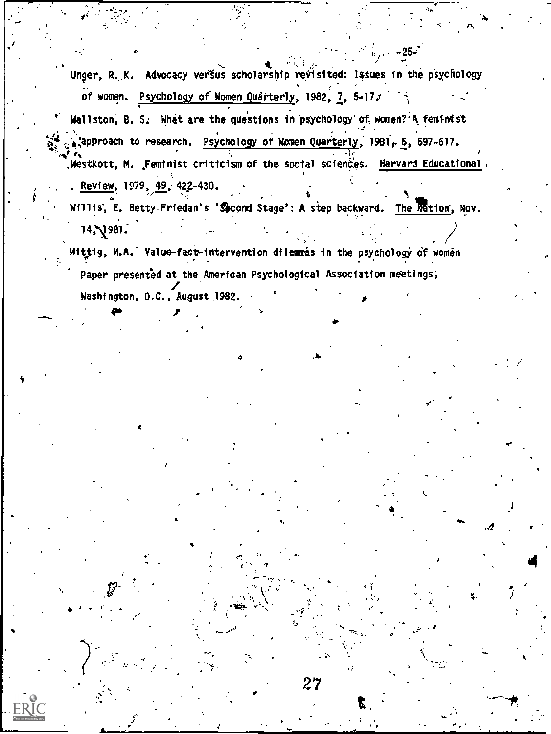Unger, R. K. Advocacy versus scholarship revisited: Issues in the psychology of women. Psychology of Women Quarterly, 1982, 7, 5-17.

Wallston, B. S. What are the questions in psychology of women? A feminist approach to research. Psychology of Women Quarterly, 1981, 5, 597-617.

Westkott, M. Feminist criticism of the social sciences. Harvard Educational Review, 1979, 49, 422-430.

Willis, E. Betty Friedan's 'Second Stage': A step backward. The Nation, Nov. 14, 1981.

Wittig, M.A. Value-fact-intervention dilemmas in the psychology of women Paper presented at the American Psychological Association meetings, Washington, D.C., August 1982.